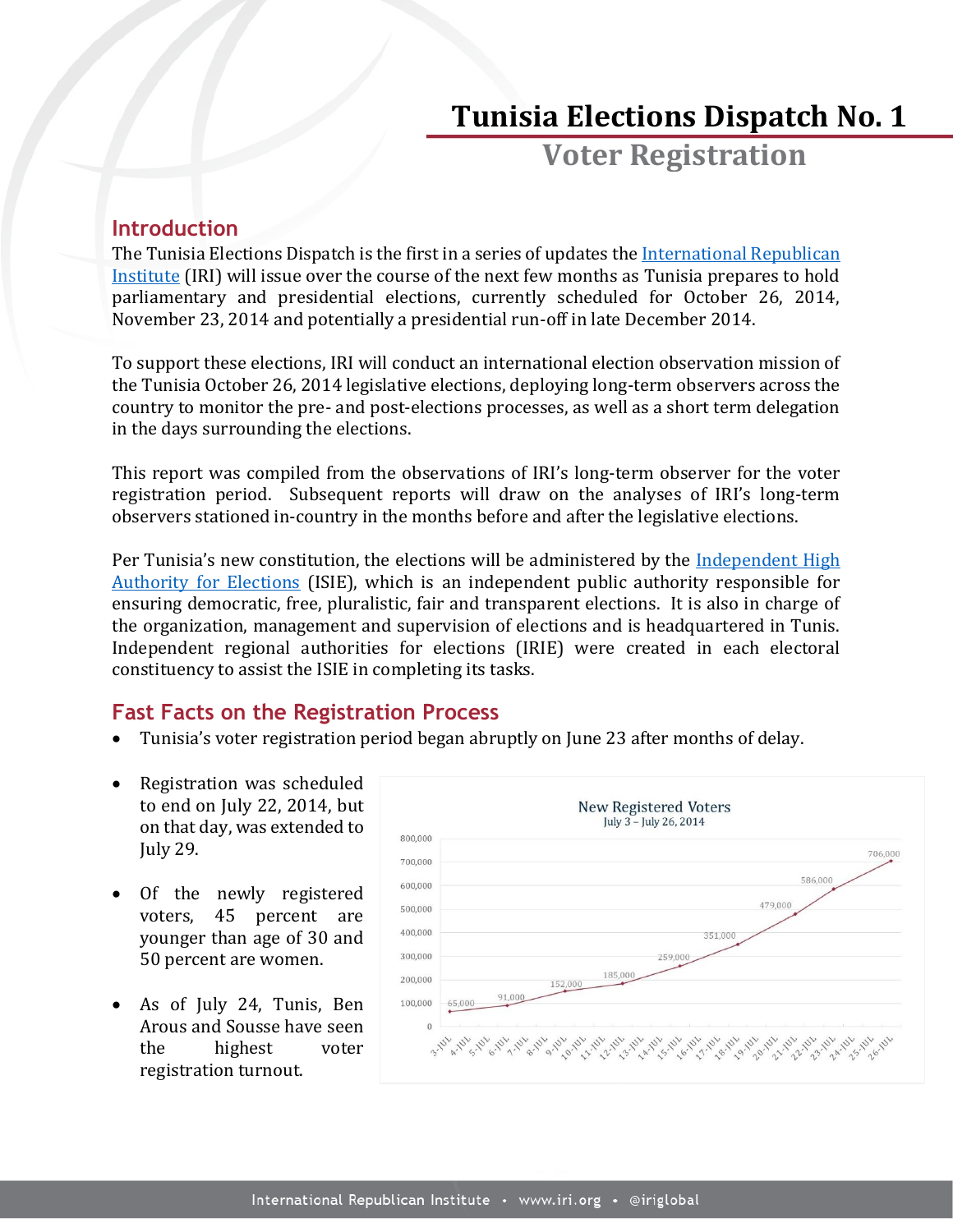# Tunisia Elections Dispatch No. 1

## Voter Registration

### Introduction

The Tunisia Elections Dispatch is the first in a series of updates the International Republican Institute (IRI) will issue over the course of the next few months as Tunisia prepares to hold parliamentary and presidential elections, currently scheduled for October 26, 2014, November 23, 2014 and potentially a presidential run-off in late December 2014.

To support these elections, IRI will conduct an international election observation mission of the Tunisia October 26, 2014 legislative elections, deploying long-term observers across the country to monitor the pre- and post-elections processes, as well as a short term delegation in the days surrounding the elections.

This report was compiled from the observations of IRI's long-term observer for the voter registration period. Subsequent reports will draw on the analyses of IRI's long-term observers stationed in-country in the months before and after the legislative elections.

Per Tunisia's new constitution, the elections will be administered by the Independent High Authority for Elections (ISIE), which is an independent public authority responsible for ensuring democratic, free, pluralistic, fair and transparent elections. It is also in charge of the organization, management and supervision of elections and is headquartered in Tunis. Independent regional authorities for elections (IRIE) were created in each electoral constituency to assist the ISIE in completing its tasks.

### Fast Facts on the Registration Process

- Tunisia's voter registration period began abruptly on June 23 after months of delay.
- Registration was scheduled to end on July 22, 2014, but on that day, was extended to July 29.
- Of the newly registered voters, 45 percent are younger than age of 30 and 50 percent are women.
- As of July 24, Tunis, Ben Arous and Sousse have seen the highest voter registration turnout.

**New Registered Voters**
July 3 – July 26, 2014

| Date | New Registered Voters |
|---|---|
| 3-Jul | 65,000 |
| 6-Jul | 91,000 |
| 9-Jul | 152,000 |
| 12-Jul | 185,000 |
| 15-Jul | 259,000 |
| 18-Jul | 351,000 |
| 21-Jul | 479,000 |
| 23-Jul | 586,000 |
| 26-Jul | 706,000 |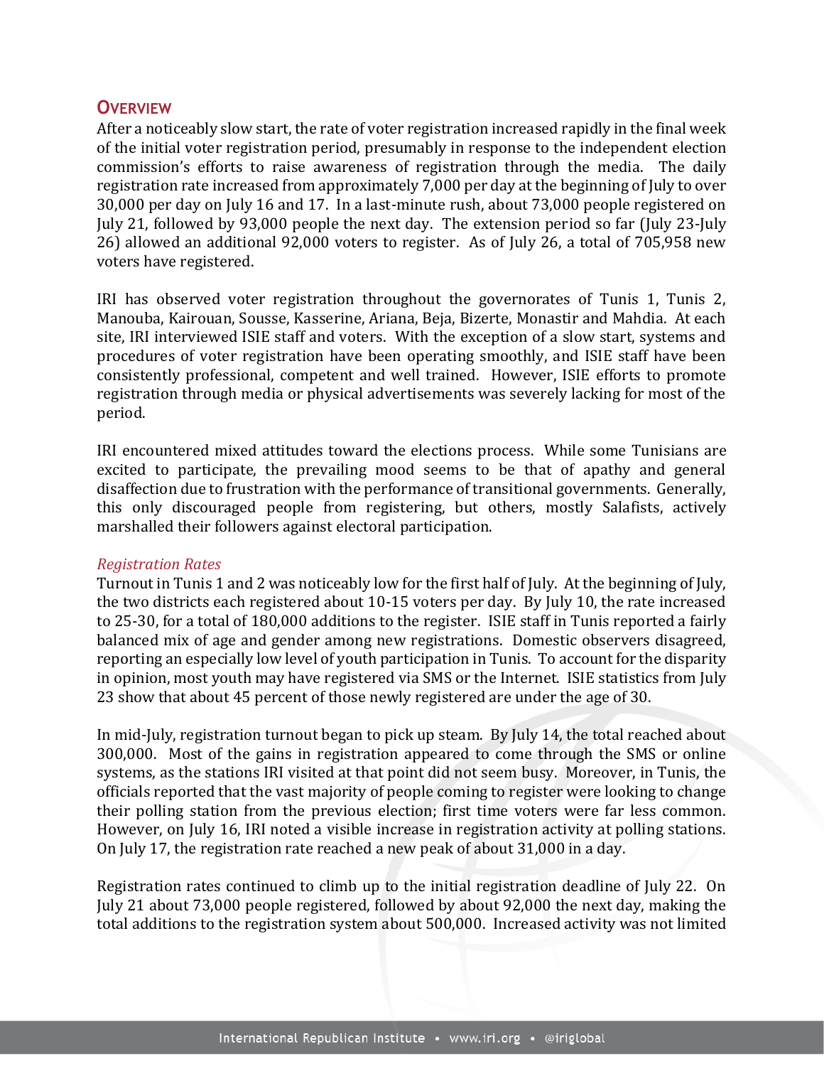## Overview

After a noticeably slow start, the rate of voter registration increased rapidly in the final week of the initial voter registration period, presumably in response to the independent election commission's efforts to raise awareness of registration through the media. The daily registration rate increased from approximately 7,000 per day at the beginning of July to over 30,000 per day on July 16 and 17. In a last-minute rush, about 73,000 people registered on July 21, followed by 93,000 people the next day. The extension period so far (July 23-July 26) allowed an additional 92,000 voters to register. As of July 26, a total of 705,958 new voters have registered.

IRI has observed voter registration throughout the governorates of Tunis 1, Tunis 2, Manouba, Kairouan, Sousse, Kasserine, Ariana, Beja, Bizerte, Monastir and Mahdia. At each site, IRI interviewed ISIE staff and voters. With the exception of a slow start, systems and procedures of voter registration have been operating smoothly, and ISIE staff have been consistently professional, competent and well trained. However, ISIE efforts to promote registration through media or physical advertisements was severely lacking for most of the period.

IRI encountered mixed attitudes toward the elections process. While some Tunisians are excited to participate, the prevailing mood seems to be that of apathy and general disaffection due to frustration with the performance of transitional governments. Generally, this only discouraged people from registering, but others, mostly Salafists, actively marshalled their followers against electoral participation.

*Registration Rates*

Turnout in Tunis 1 and 2 was noticeably low for the first half of July. At the beginning of July, the two districts each registered about 10-15 voters per day. By July 10, the rate increased to 25-30, for a total of 180,000 additions to the register. ISIE staff in Tunis reported a fairly balanced mix of age and gender among new registrations. Domestic observers disagreed, reporting an especially low level of youth participation in Tunis. To account for the disparity in opinion, most youth may have registered via SMS or the Internet. ISIE statistics from July 23 show that about 45 percent of those newly registered are under the age of 30.

In mid-July, registration turnout began to pick up steam. By July 14, the total reached about 300,000. Most of the gains in registration appeared to come through the SMS or online systems, as the stations IRI visited at that point did not seem busy. Moreover, in Tunis, the officials reported that the vast majority of people coming to register were looking to change their polling station from the previous election; first time voters were far less common. However, on July 16, IRI noted a visible increase in registration activity at polling stations. On July 17, the registration rate reached a new peak of about 31,000 in a day.

Registration rates continued to climb up to the initial registration deadline of July 22. On July 21 about 73,000 people registered, followed by about 92,000 the next day, making the total additions to the registration system about 500,000. Increased activity was not limited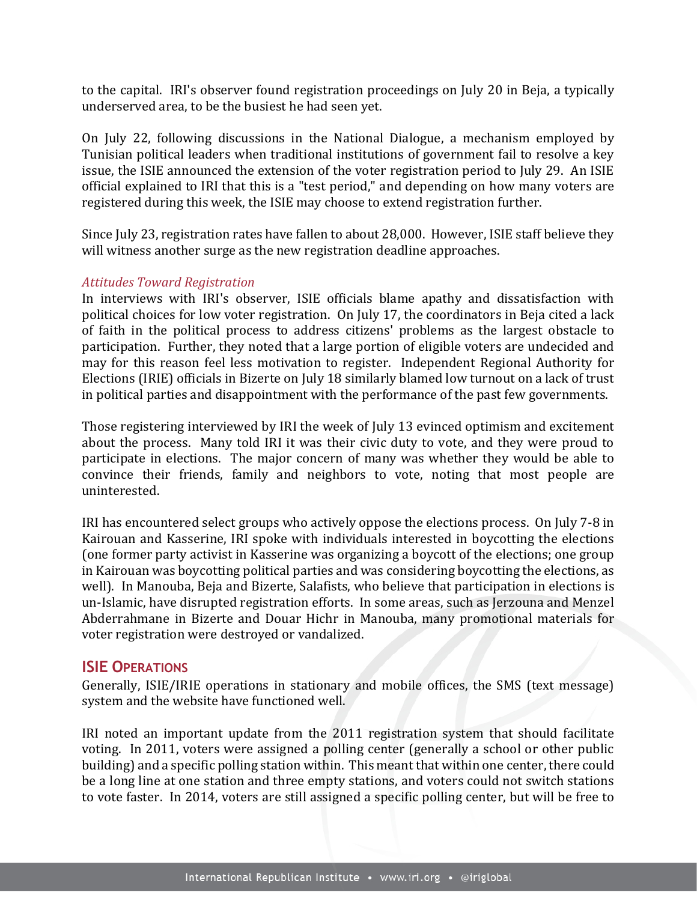to the capital. IRI's observer found registration proceedings on July 20 in Beja, a typically underserved area, to be the busiest he had seen yet.

On July 22, following discussions in the National Dialogue, a mechanism employed by Tunisian political leaders when traditional institutions of government fail to resolve a key issue, the ISIE announced the extension of the voter registration period to July 29. An ISIE official explained to IRI that this is a "test period," and depending on how many voters are registered during this week, the ISIE may choose to extend registration further.

Since July 23, registration rates have fallen to about 28,000. However, ISIE staff believe they will witness another surge as the new registration deadline approaches.

### *Attitudes Toward Registration*

In interviews with IRI's observer, ISIE officials blame apathy and dissatisfaction with political choices for low voter registration. On July 17, the coordinators in Beja cited a lack of faith in the political process to address citizens' problems as the largest obstacle to participation. Further, they noted that a large portion of eligible voters are undecided and may for this reason feel less motivation to register. Independent Regional Authority for Elections (IRIE) officials in Bizerte on July 18 similarly blamed low turnout on a lack of trust in political parties and disappointment with the performance of the past few governments.

Those registering interviewed by IRI the week of July 13 evinced optimism and excitement about the process. Many told IRI it was their civic duty to vote, and they were proud to participate in elections. The major concern of many was whether they would be able to convince their friends, family and neighbors to vote, noting that most people are uninterested.

IRI has encountered select groups who actively oppose the elections process. On July 7-8 in Kairouan and Kasserine, IRI spoke with individuals interested in boycotting the elections (one former party activist in Kasserine was organizing a boycott of the elections; one group in Kairouan was boycotting political parties and was considering boycotting the elections, as well). In Manouba, Beja and Bizerte, Salafists, who believe that participation in elections is un-Islamic, have disrupted registration efforts. In some areas, such as Jerzouna and Menzel Abderrahmane in Bizerte and Douar Hichr in Manouba, many promotional materials for voter registration were destroyed or vandalized.

## ISIE Operations

Generally, ISIE/IRIE operations in stationary and mobile offices, the SMS (text message) system and the website have functioned well.

IRI noted an important update from the 2011 registration system that should facilitate voting. In 2011, voters were assigned a polling center (generally a school or other public building) and a specific polling station within. This meant that within one center, there could be a long line at one station and three empty stations, and voters could not switch stations to vote faster. In 2014, voters are still assigned a specific polling center, but will be free to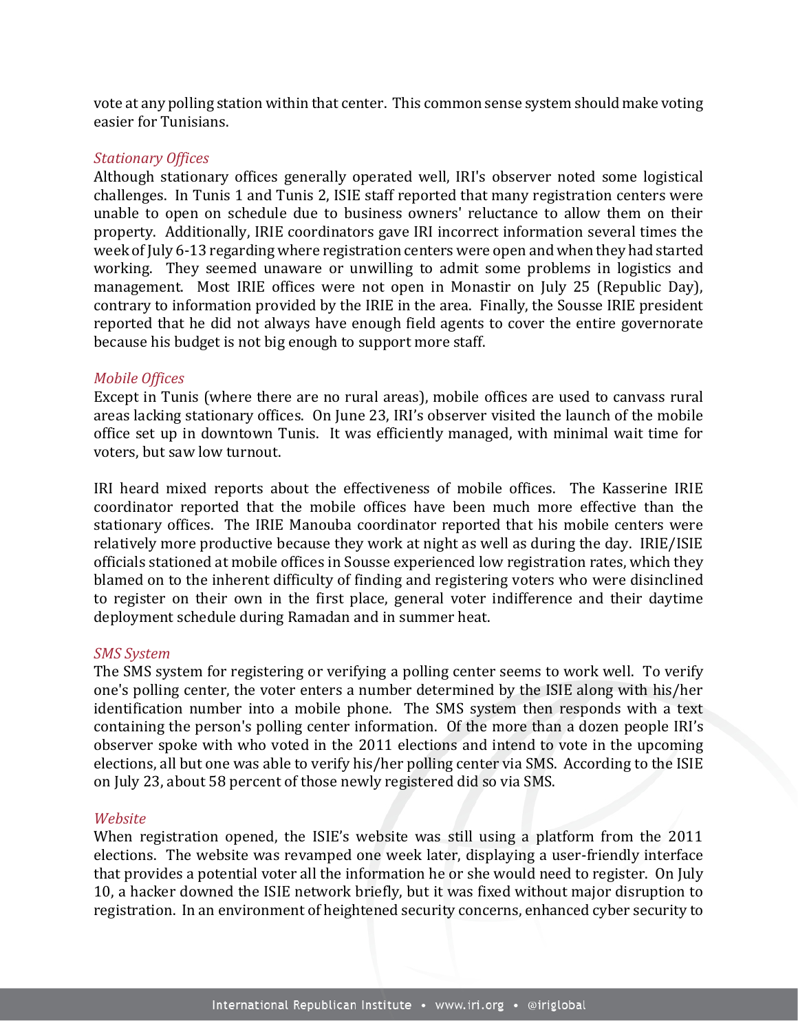vote at any polling station within that center. This common sense system should make voting easier for Tunisians.

### *Stationary Offices*

Although stationary offices generally operated well, IRI's observer noted some logistical challenges. In Tunis 1 and Tunis 2, ISIE staff reported that many registration centers were unable to open on schedule due to business owners' reluctance to allow them on their property. Additionally, IRIE coordinators gave IRI incorrect information several times the week of July 6-13 regarding where registration centers were open and when they had started working. They seemed unaware or unwilling to admit some problems in logistics and management. Most IRIE offices were not open in Monastir on July 25 (Republic Day), contrary to information provided by the IRIE in the area. Finally, the Sousse IRIE president reported that he did not always have enough field agents to cover the entire governorate because his budget is not big enough to support more staff.

### *Mobile Offices*

Except in Tunis (where there are no rural areas), mobile offices are used to canvass rural areas lacking stationary offices. On June 23, IRI's observer visited the launch of the mobile office set up in downtown Tunis. It was efficiently managed, with minimal wait time for voters, but saw low turnout.

IRI heard mixed reports about the effectiveness of mobile offices. The Kasserine IRIE coordinator reported that the mobile offices have been much more effective than the stationary offices. The IRIE Manouba coordinator reported that his mobile centers were relatively more productive because they work at night as well as during the day. IRIE/ISIE officials stationed at mobile offices in Sousse experienced low registration rates, which they blamed on to the inherent difficulty of finding and registering voters who were disinclined to register on their own in the first place, general voter indifference and their daytime deployment schedule during Ramadan and in summer heat.

### *SMS System*

The SMS system for registering or verifying a polling center seems to work well. To verify one's polling center, the voter enters a number determined by the ISIE along with his/her identification number into a mobile phone. The SMS system then responds with a text containing the person's polling center information. Of the more than a dozen people IRI's observer spoke with who voted in the 2011 elections and intend to vote in the upcoming elections, all but one was able to verify his/her polling center via SMS. According to the ISIE on July 23, about 58 percent of those newly registered did so via SMS.

### *Website*

When registration opened, the ISIE's website was still using a platform from the 2011 elections. The website was revamped one week later, displaying a user-friendly interface that provides a potential voter all the information he or she would need to register. On July 10, a hacker downed the ISIE network briefly, but it was fixed without major disruption to registration. In an environment of heightened security concerns, enhanced cyber security to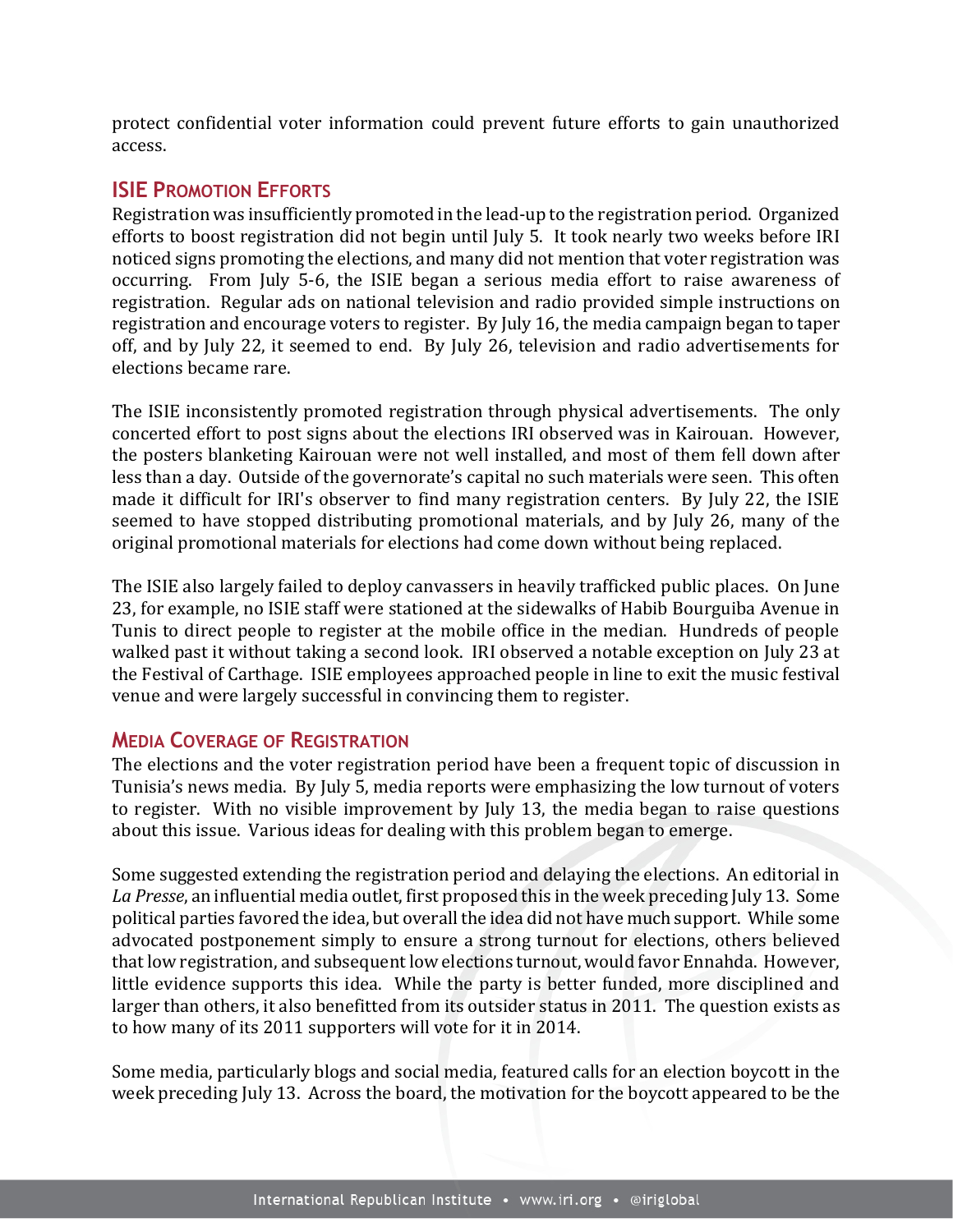protect confidential voter information could prevent future efforts to gain unauthorized access.

## ISIE Promotion Efforts

Registration was insufficiently promoted in the lead-up to the registration period. Organized efforts to boost registration did not begin until July 5. It took nearly two weeks before IRI noticed signs promoting the elections, and many did not mention that voter registration was occurring. From July 5-6, the ISIE began a serious media effort to raise awareness of registration. Regular ads on national television and radio provided simple instructions on registration and encourage voters to register. By July 16, the media campaign began to taper off, and by July 22, it seemed to end. By July 26, television and radio advertisements for elections became rare.

The ISIE inconsistently promoted registration through physical advertisements. The only concerted effort to post signs about the elections IRI observed was in Kairouan. However, the posters blanketing Kairouan were not well installed, and most of them fell down after less than a day. Outside of the governorate's capital no such materials were seen. This often made it difficult for IRI's observer to find many registration centers. By July 22, the ISIE seemed to have stopped distributing promotional materials, and by July 26, many of the original promotional materials for elections had come down without being replaced.

The ISIE also largely failed to deploy canvassers in heavily trafficked public places. On June 23, for example, no ISIE staff were stationed at the sidewalks of Habib Bourguiba Avenue in Tunis to direct people to register at the mobile office in the median. Hundreds of people walked past it without taking a second look. IRI observed a notable exception on July 23 at the Festival of Carthage. ISIE employees approached people in line to exit the music festival venue and were largely successful in convincing them to register.

## Media Coverage of Registration

The elections and the voter registration period have been a frequent topic of discussion in Tunisia's news media. By July 5, media reports were emphasizing the low turnout of voters to register. With no visible improvement by July 13, the media began to raise questions about this issue. Various ideas for dealing with this problem began to emerge.

Some suggested extending the registration period and delaying the elections. An editorial in *La Presse*, an influential media outlet, first proposed this in the week preceding July 13. Some political parties favored the idea, but overall the idea did not have much support. While some advocated postponement simply to ensure a strong turnout for elections, others believed that low registration, and subsequent low elections turnout, would favor Ennahda. However, little evidence supports this idea. While the party is better funded, more disciplined and larger than others, it also benefitted from its outsider status in 2011. The question exists as to how many of its 2011 supporters will vote for it in 2014.

Some media, particularly blogs and social media, featured calls for an election boycott in the week preceding July 13. Across the board, the motivation for the boycott appeared to be the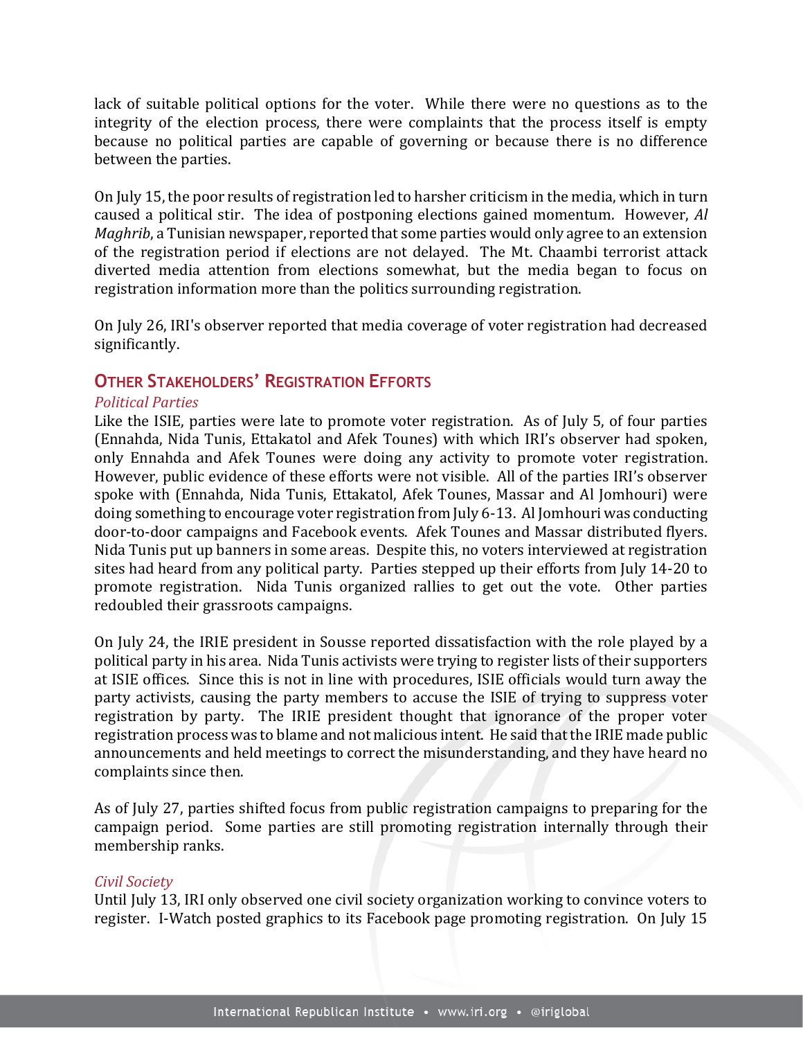lack of suitable political options for the voter. While there were no questions as to the integrity of the election process, there were complaints that the process itself is empty because no political parties are capable of governing or because there is no difference between the parties.

On July 15, the poor results of registration led to harsher criticism in the media, which in turn caused a political stir. The idea of postponing elections gained momentum. However, *Al Maghrib*, a Tunisian newspaper, reported that some parties would only agree to an extension of the registration period if elections are not delayed. The Mt. Chaambi terrorist attack diverted media attention from elections somewhat, but the media began to focus on registration information more than the politics surrounding registration.

On July 26, IRI's observer reported that media coverage of voter registration had decreased significantly.

## Other Stakeholders' Registration Efforts

### *Political Parties*

Like the ISIE, parties were late to promote voter registration. As of July 5, of four parties (Ennahda, Nida Tunis, Ettakatol and Afek Tounes) with which IRI's observer had spoken, only Ennahda and Afek Tounes were doing any activity to promote voter registration. However, public evidence of these efforts were not visible. All of the parties IRI's observer spoke with (Ennahda, Nida Tunis, Ettakatol, Afek Tounes, Massar and Al Jomhouri) were doing something to encourage voter registration from July 6-13. Al Jomhouri was conducting door-to-door campaigns and Facebook events. Afek Tounes and Massar distributed flyers. Nida Tunis put up banners in some areas. Despite this, no voters interviewed at registration sites had heard from any political party. Parties stepped up their efforts from July 14-20 to promote registration. Nida Tunis organized rallies to get out the vote. Other parties redoubled their grassroots campaigns.

On July 24, the IRIE president in Sousse reported dissatisfaction with the role played by a political party in his area. Nida Tunis activists were trying to register lists of their supporters at ISIE offices. Since this is not in line with procedures, ISIE officials would turn away the party activists, causing the party members to accuse the ISIE of trying to suppress voter registration by party. The IRIE president thought that ignorance of the proper voter registration process was to blame and not malicious intent. He said that the IRIE made public announcements and held meetings to correct the misunderstanding, and they have heard no complaints since then.

As of July 27, parties shifted focus from public registration campaigns to preparing for the campaign period. Some parties are still promoting registration internally through their membership ranks.

### *Civil Society*

Until July 13, IRI only observed one civil society organization working to convince voters to register. I-Watch posted graphics to its Facebook page promoting registration. On July 15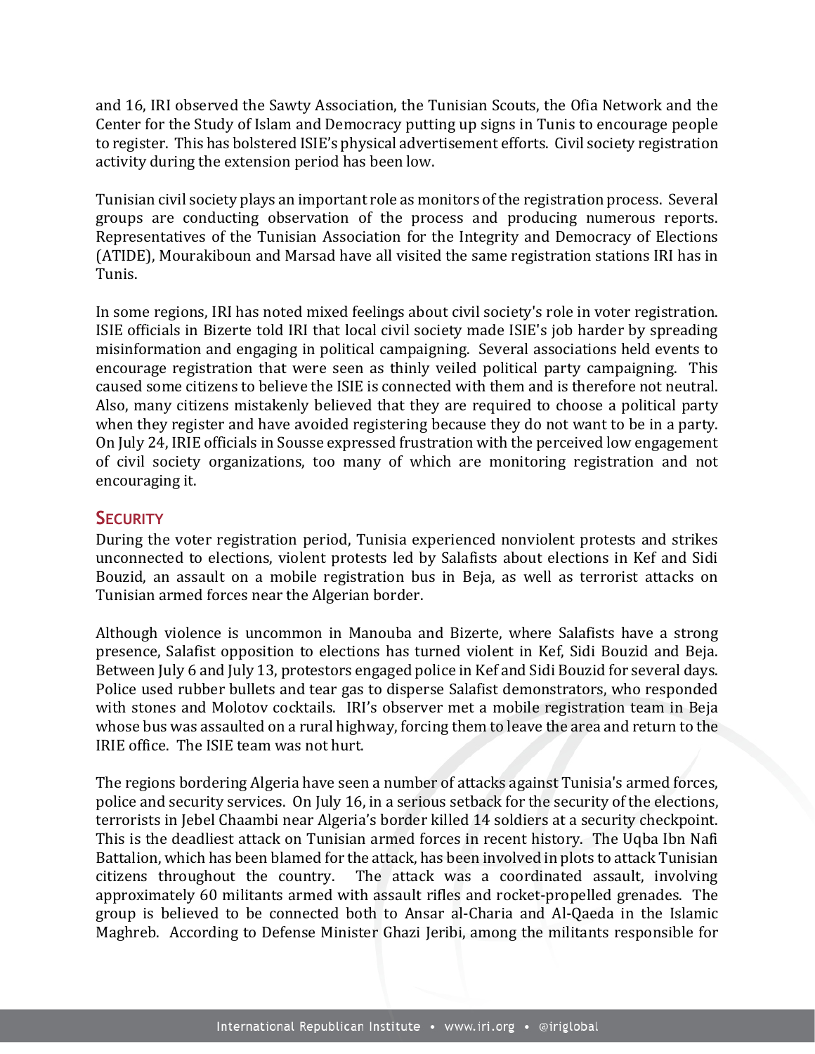and 16, IRI observed the Sawty Association, the Tunisian Scouts, the Ofia Network and the Center for the Study of Islam and Democracy putting up signs in Tunis to encourage people to register. This has bolstered ISIE's physical advertisement efforts. Civil society registration activity during the extension period has been low.

Tunisian civil society plays an important role as monitors of the registration process. Several groups are conducting observation of the process and producing numerous reports. Representatives of the Tunisian Association for the Integrity and Democracy of Elections (ATIDE), Mourakiboun and Marsad have all visited the same registration stations IRI has in Tunis.

In some regions, IRI has noted mixed feelings about civil society's role in voter registration. ISIE officials in Bizerte told IRI that local civil society made ISIE's job harder by spreading misinformation and engaging in political campaigning. Several associations held events to encourage registration that were seen as thinly veiled political party campaigning. This caused some citizens to believe the ISIE is connected with them and is therefore not neutral. Also, many citizens mistakenly believed that they are required to choose a political party when they register and have avoided registering because they do not want to be in a party. On July 24, IRIE officials in Sousse expressed frustration with the perceived low engagement of civil society organizations, too many of which are monitoring registration and not encouraging it.

## Security

During the voter registration period, Tunisia experienced nonviolent protests and strikes unconnected to elections, violent protests led by Salafists about elections in Kef and Sidi Bouzid, an assault on a mobile registration bus in Beja, as well as terrorist attacks on Tunisian armed forces near the Algerian border.

Although violence is uncommon in Manouba and Bizerte, where Salafists have a strong presence, Salafist opposition to elections has turned violent in Kef, Sidi Bouzid and Beja. Between July 6 and July 13, protestors engaged police in Kef and Sidi Bouzid for several days. Police used rubber bullets and tear gas to disperse Salafist demonstrators, who responded with stones and Molotov cocktails. IRI's observer met a mobile registration team in Beja whose bus was assaulted on a rural highway, forcing them to leave the area and return to the IRIE office. The ISIE team was not hurt.

The regions bordering Algeria have seen a number of attacks against Tunisia's armed forces, police and security services. On July 16, in a serious setback for the security of the elections, terrorists in Jebel Chaambi near Algeria's border killed 14 soldiers at a security checkpoint. This is the deadliest attack on Tunisian armed forces in recent history. The Uqba Ibn Nafi Battalion, which has been blamed for the attack, has been involved in plots to attack Tunisian citizens throughout the country. The attack was a coordinated assault, involving approximately 60 militants armed with assault rifles and rocket-propelled grenades. The group is believed to be connected both to Ansar al-Charia and Al-Qaeda in the Islamic Maghreb. According to Defense Minister Ghazi Jeribi, among the militants responsible for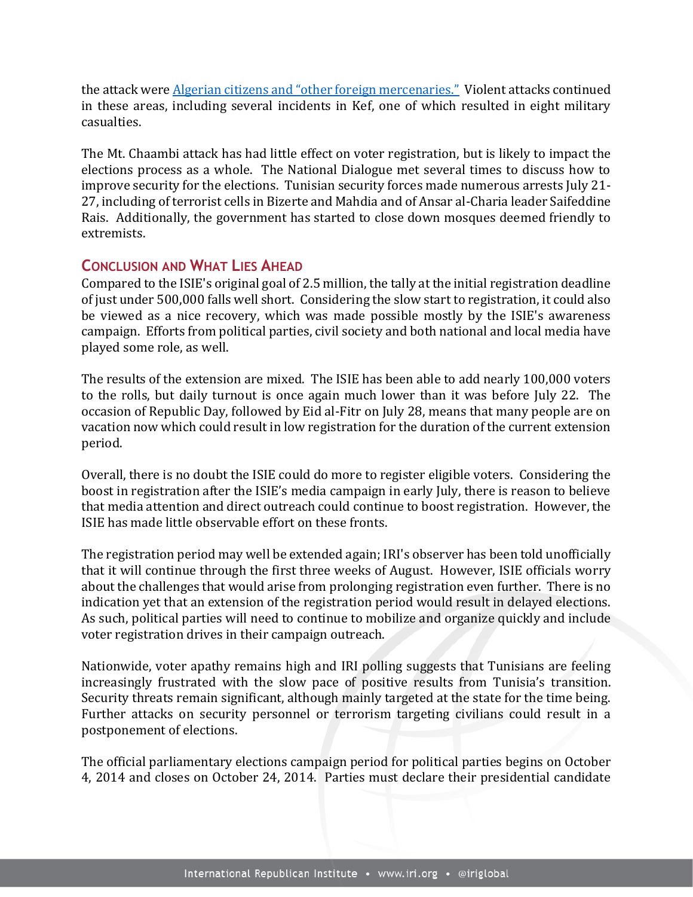the attack were [Algerian citizens and "other foreign mercenaries."](#) Violent attacks continued in these areas, including several incidents in Kef, one of which resulted in eight military casualties.

The Mt. Chaambi attack has had little effect on voter registration, but is likely to impact the elections process as a whole. The National Dialogue met several times to discuss how to improve security for the elections. Tunisian security forces made numerous arrests July 21-27, including of terrorist cells in Bizerte and Mahdia and of Ansar al-Charia leader Saifeddine Rais. Additionally, the government has started to close down mosques deemed friendly to extremists.

## Conclusion and What Lies Ahead

Compared to the ISIE's original goal of 2.5 million, the tally at the initial registration deadline of just under 500,000 falls well short. Considering the slow start to registration, it could also be viewed as a nice recovery, which was made possible mostly by the ISIE's awareness campaign. Efforts from political parties, civil society and both national and local media have played some role, as well.

The results of the extension are mixed. The ISIE has been able to add nearly 100,000 voters to the rolls, but daily turnout is once again much lower than it was before July 22. The occasion of Republic Day, followed by Eid al-Fitr on July 28, means that many people are on vacation now which could result in low registration for the duration of the current extension period.

Overall, there is no doubt the ISIE could do more to register eligible voters. Considering the boost in registration after the ISIE's media campaign in early July, there is reason to believe that media attention and direct outreach could continue to boost registration. However, the ISIE has made little observable effort on these fronts.

The registration period may well be extended again; IRI's observer has been told unofficially that it will continue through the first three weeks of August. However, ISIE officials worry about the challenges that would arise from prolonging registration even further. There is no indication yet that an extension of the registration period would result in delayed elections. As such, political parties will need to continue to mobilize and organize quickly and include voter registration drives in their campaign outreach.

Nationwide, voter apathy remains high and IRI polling suggests that Tunisians are feeling increasingly frustrated with the slow pace of positive results from Tunisia's transition. Security threats remain significant, although mainly targeted at the state for the time being. Further attacks on security personnel or terrorism targeting civilians could result in a postponement of elections.

The official parliamentary elections campaign period for political parties begins on October 4, 2014 and closes on October 24, 2014. Parties must declare their presidential candidate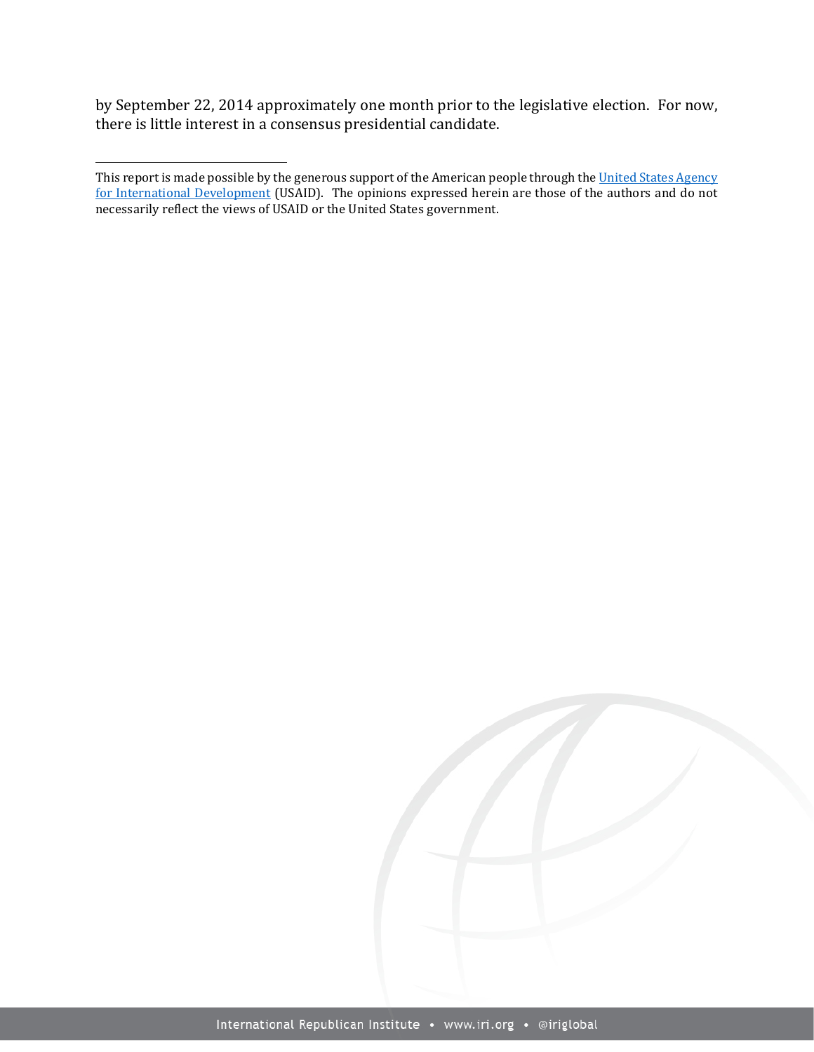by September 22, 2014 approximately one month prior to the legislative election. For now, there is little interest in a consensus presidential candidate.

---

This report is made possible by the generous support of the American people through the United States Agency for International Development (USAID). The opinions expressed herein are those of the authors and do not necessarily reflect the views of USAID or the United States government.